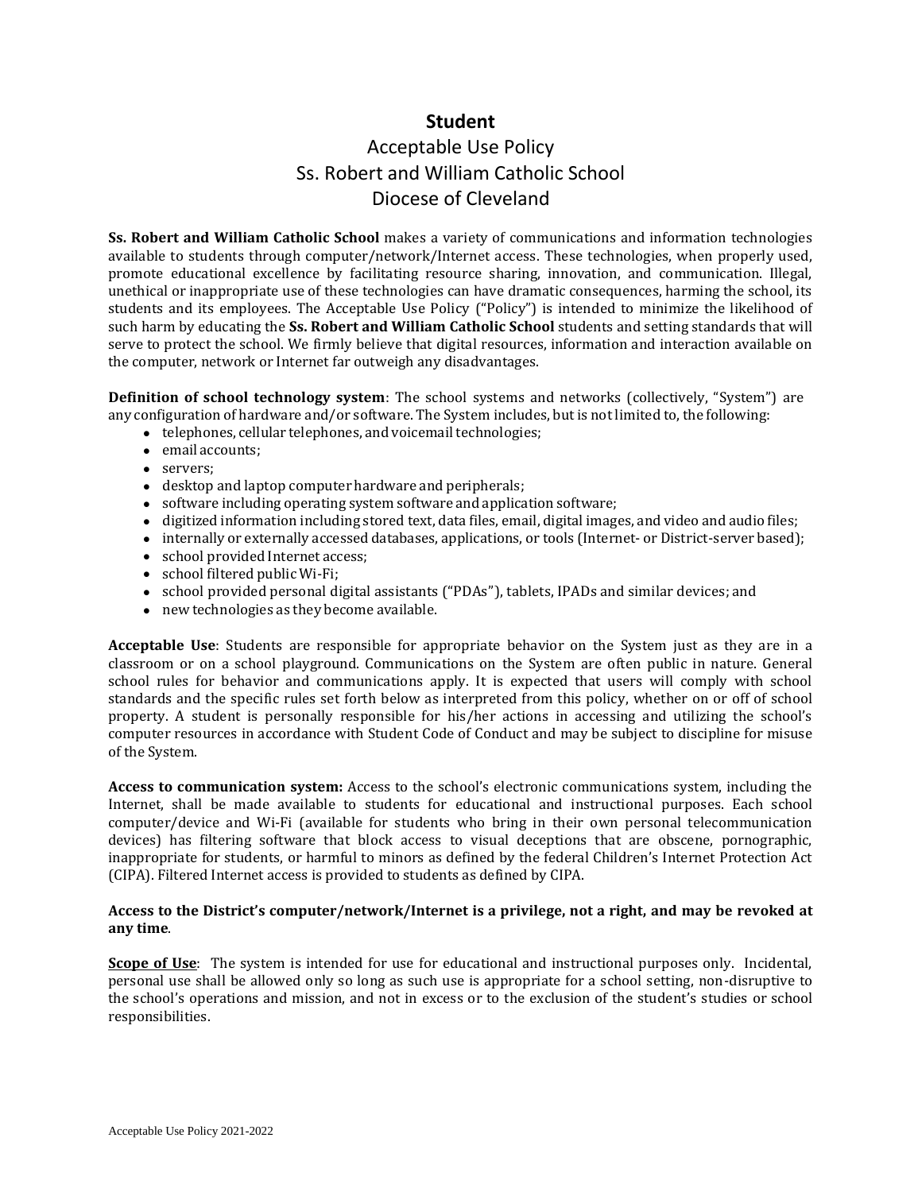# Student

## Acceptable Use Policy
## Ss. Robert and William Catholic School
## Diocese of Cleveland

**Ss. Robert and William Catholic School** makes a variety of communications and information technologies available to students through computer/network/Internet access. These technologies, when properly used, promote educational excellence by facilitating resource sharing, innovation, and communication. Illegal, unethical or inappropriate use of these technologies can have dramatic consequences, harming the school, its students and its employees. The Acceptable Use Policy ("Policy") is intended to minimize the likelihood of such harm by educating the **Ss. Robert and William Catholic School** students and setting standards that will serve to protect the school. We firmly believe that digital resources, information and interaction available on the computer, network or Internet far outweigh any disadvantages.

**Definition of school technology system**: The school systems and networks (collectively, "System") are any configuration of hardware and/or software. The System includes, but is not limited to, the following:

- telephones, cellular telephones, and voicemail technologies;
- email accounts;
- servers;
- desktop and laptop computer hardware and peripherals;
- software including operating system software and application software;
- digitized information including stored text, data files, email, digital images, and video and audio files;
- internally or externally accessed databases, applications, or tools (Internet- or District-server based);
- school provided Internet access;
- school filtered public Wi-Fi;
- school provided personal digital assistants ("PDAs"), tablets, IPADs and similar devices; and
- new technologies as they become available.

**Acceptable Use**: Students are responsible for appropriate behavior on the System just as they are in a classroom or on a school playground. Communications on the System are often public in nature. General school rules for behavior and communications apply. It is expected that users will comply with school standards and the specific rules set forth below as interpreted from this policy, whether on or off of school property. A student is personally responsible for his/her actions in accessing and utilizing the school's computer resources in accordance with Student Code of Conduct and may be subject to discipline for misuse of the System.

**Access to communication system:** Access to the school's electronic communications system, including the Internet, shall be made available to students for educational and instructional purposes. Each school computer/device and Wi-Fi (available for students who bring in their own personal telecommunication devices) has filtering software that block access to visual deceptions that are obscene, pornographic, inappropriate for students, or harmful to minors as defined by the federal Children's Internet Protection Act (CIPA). Filtered Internet access is provided to students as defined by CIPA.

**Access to the District's computer/network/Internet is a privilege, not a right, and may be revoked at any time**.

**Scope of Use**: The system is intended for use for educational and instructional purposes only. Incidental, personal use shall be allowed only so long as such use is appropriate for a school setting, non-disruptive to the school's operations and mission, and not in excess or to the exclusion of the student's studies or school responsibilities.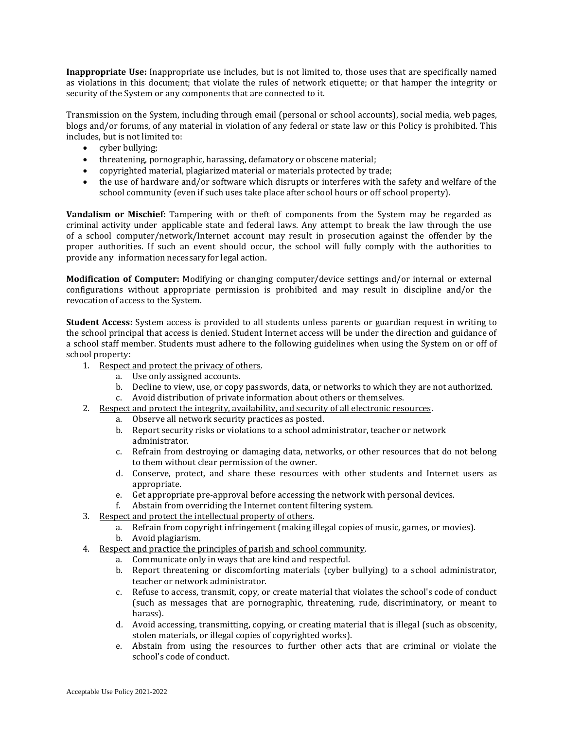**Inappropriate Use:** Inappropriate use includes, but is not limited to, those uses that are specifically named as violations in this document; that violate the rules of network etiquette; or that hamper the integrity or security of the System or any components that are connected to it.

Transmission on the System, including through email (personal or school accounts), social media, web pages, blogs and/or forums, of any material in violation of any federal or state law or this Policy is prohibited. This includes, but is not limited to:

- cyber bullying;
- threatening, pornographic, harassing, defamatory or obscene material;
- copyrighted material, plagiarized material or materials protected by trade;
- the use of hardware and/or software which disrupts or interferes with the safety and welfare of the school community (even if such uses take place after school hours or off school property).

**Vandalism or Mischief:** Tampering with or theft of components from the System may be regarded as criminal activity under applicable state and federal laws. Any attempt to break the law through the use of a school computer/network/Internet account may result in prosecution against the offender by the proper authorities. If such an event should occur, the school will fully comply with the authorities to provide any information necessary for legal action.

**Modification of Computer:** Modifying or changing computer/device settings and/or internal or external configurations without appropriate permission is prohibited and may result in discipline and/or the revocation of access to the System.

**Student Access:** System access is provided to all students unless parents or guardian request in writing to the school principal that access is denied. Student Internet access will be under the direction and guidance of a school staff member. Students must adhere to the following guidelines when using the System on or off of school property:

1. <u>Respect and protect the privacy of others</u>.
   a. Use only assigned accounts.
   b. Decline to view, use, or copy passwords, data, or networks to which they are not authorized.
   c. Avoid distribution of private information about others or themselves.
2. <u>Respect and protect the integrity, availability, and security of all electronic resources</u>.
   a. Observe all network security practices as posted.
   b. Report security risks or violations to a school administrator, teacher or network administrator.
   c. Refrain from destroying or damaging data, networks, or other resources that do not belong to them without clear permission of the owner.
   d. Conserve, protect, and share these resources with other students and Internet users as appropriate.
   e. Get appropriate pre-approval before accessing the network with personal devices.
   f. Abstain from overriding the Internet content filtering system.
3. <u>Respect and protect the intellectual property of others</u>.
   a. Refrain from copyright infringement (making illegal copies of music, games, or movies).
   b. Avoid plagiarism.
4. <u>Respect and practice the principles of parish and school community</u>.
   a. Communicate only in ways that are kind and respectful.
   b. Report threatening or discomforting materials (cyber bullying) to a school administrator, teacher or network administrator.
   c. Refuse to access, transmit, copy, or create material that violates the school's code of conduct (such as messages that are pornographic, threatening, rude, discriminatory, or meant to harass).
   d. Avoid accessing, transmitting, copying, or creating material that is illegal (such as obscenity, stolen materials, or illegal copies of copyrighted works).
   e. Abstain from using the resources to further other acts that are criminal or violate the school's code of conduct.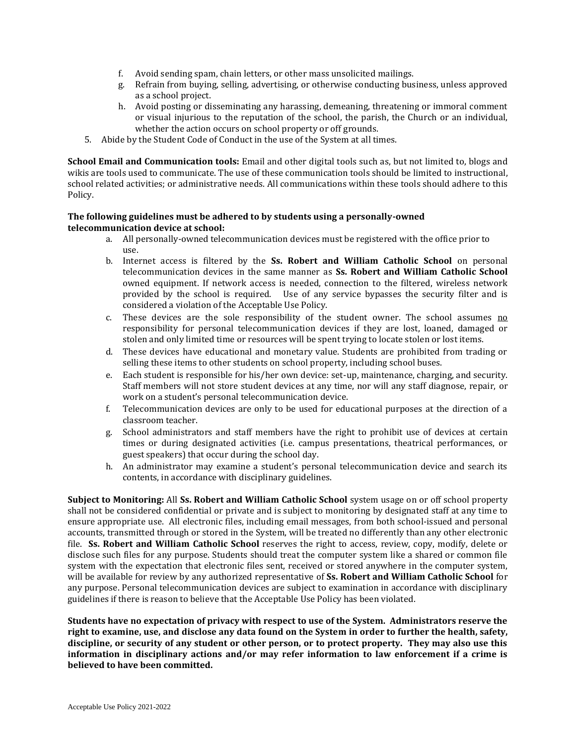f. Avoid sending spam, chain letters, or other mass unsolicited mailings.
   g. Refrain from buying, selling, advertising, or otherwise conducting business, unless approved as a school project.
   h. Avoid posting or disseminating any harassing, demeaning, threatening or immoral comment or visual injurious to the reputation of the school, the parish, the Church or an individual, whether the action occurs on school property or off grounds.
5. Abide by the Student Code of Conduct in the use of the System at all times.

**School Email and Communication tools:** Email and other digital tools such as, but not limited to, blogs and wikis are tools used to communicate. The use of these communication tools should be limited to instructional, school related activities; or administrative needs. All communications within these tools should adhere to this Policy.

**The following guidelines must be adhered to by students using a personally-owned telecommunication device at school:**

a. All personally-owned telecommunication devices must be registered with the office prior to use.
b. Internet access is filtered by the **Ss. Robert and William Catholic School** on personal telecommunication devices in the same manner as **Ss. Robert and William Catholic School** owned equipment. If network access is needed, connection to the filtered, wireless network provided by the school is required. Use of any service bypasses the security filter and is considered a violation of the Acceptable Use Policy.
c. These devices are the sole responsibility of the student owner. The school assumes no responsibility for personal telecommunication devices if they are lost, loaned, damaged or stolen and only limited time or resources will be spent trying to locate stolen or lost items.
d. These devices have educational and monetary value. Students are prohibited from trading or selling these items to other students on school property, including school buses.
e. Each student is responsible for his/her own device: set-up, maintenance, charging, and security. Staff members will not store student devices at any time, nor will any staff diagnose, repair, or work on a student's personal telecommunication device.
f. Telecommunication devices are only to be used for educational purposes at the direction of a classroom teacher.
g. School administrators and staff members have the right to prohibit use of devices at certain times or during designated activities (i.e. campus presentations, theatrical performances, or guest speakers) that occur during the school day.
h. An administrator may examine a student's personal telecommunication device and search its contents, in accordance with disciplinary guidelines.

**Subject to Monitoring:** All **Ss. Robert and William Catholic School** system usage on or off school property shall not be considered confidential or private and is subject to monitoring by designated staff at any time to ensure appropriate use. All electronic files, including email messages, from both school-issued and personal accounts, transmitted through or stored in the System, will be treated no differently than any other electronic file. **Ss. Robert and William Catholic School** reserves the right to access, review, copy, modify, delete or disclose such files for any purpose. Students should treat the computer system like a shared or common file system with the expectation that electronic files sent, received or stored anywhere in the computer system, will be available for review by any authorized representative of **Ss. Robert and William Catholic School** for any purpose. Personal telecommunication devices are subject to examination in accordance with disciplinary guidelines if there is reason to believe that the Acceptable Use Policy has been violated.

**Students have no expectation of privacy with respect to use of the System. Administrators reserve the right to examine, use, and disclose any data found on the System in order to further the health, safety, discipline, or security of any student or other person, or to protect property. They may also use this information in disciplinary actions and/or may refer information to law enforcement if a crime is believed to have been committed.**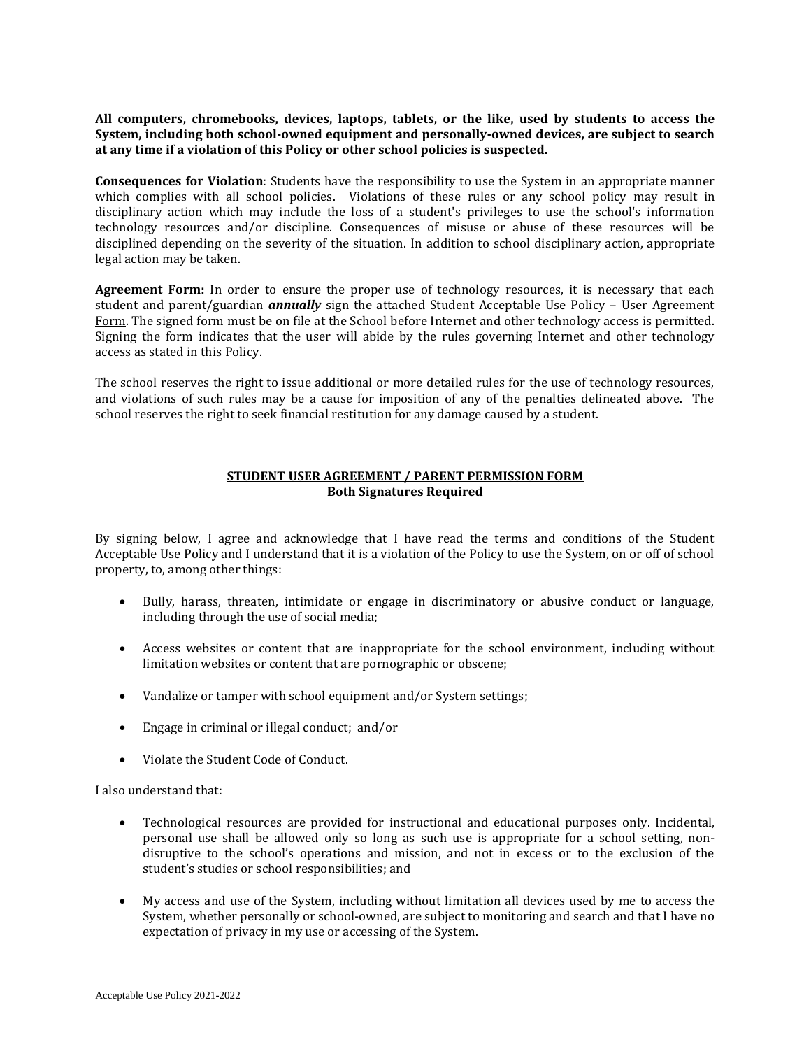**All computers, chromebooks, devices, laptops, tablets, or the like, used by students to access the System, including both school-owned equipment and personally-owned devices, are subject to search at any time if a violation of this Policy or other school policies is suspected.**

**Consequences for Violation**: Students have the responsibility to use the System in an appropriate manner which complies with all school policies. Violations of these rules or any school policy may result in disciplinary action which may include the loss of a student's privileges to use the school's information technology resources and/or discipline. Consequences of misuse or abuse of these resources will be disciplined depending on the severity of the situation. In addition to school disciplinary action, appropriate legal action may be taken.

**Agreement Form:** In order to ensure the proper use of technology resources, it is necessary that each student and parent/guardian ***annually*** sign the attached Student Acceptable Use Policy – User Agreement Form. The signed form must be on file at the School before Internet and other technology access is permitted. Signing the form indicates that the user will abide by the rules governing Internet and other technology access as stated in this Policy.

The school reserves the right to issue additional or more detailed rules for the use of technology resources, and violations of such rules may be a cause for imposition of any of the penalties delineated above. The school reserves the right to seek financial restitution for any damage caused by a student.

## STUDENT USER AGREEMENT / PARENT PERMISSION FORM
**Both Signatures Required**

By signing below, I agree and acknowledge that I have read the terms and conditions of the Student Acceptable Use Policy and I understand that it is a violation of the Policy to use the System, on or off of school property, to, among other things:

- Bully, harass, threaten, intimidate or engage in discriminatory or abusive conduct or language, including through the use of social media;
- Access websites or content that are inappropriate for the school environment, including without limitation websites or content that are pornographic or obscene;
- Vandalize or tamper with school equipment and/or System settings;
- Engage in criminal or illegal conduct; and/or
- Violate the Student Code of Conduct.

I also understand that:

- Technological resources are provided for instructional and educational purposes only. Incidental, personal use shall be allowed only so long as such use is appropriate for a school setting, non-disruptive to the school's operations and mission, and not in excess or to the exclusion of the student's studies or school responsibilities; and
- My access and use of the System, including without limitation all devices used by me to access the System, whether personally or school-owned, are subject to monitoring and search and that I have no expectation of privacy in my use or accessing of the System.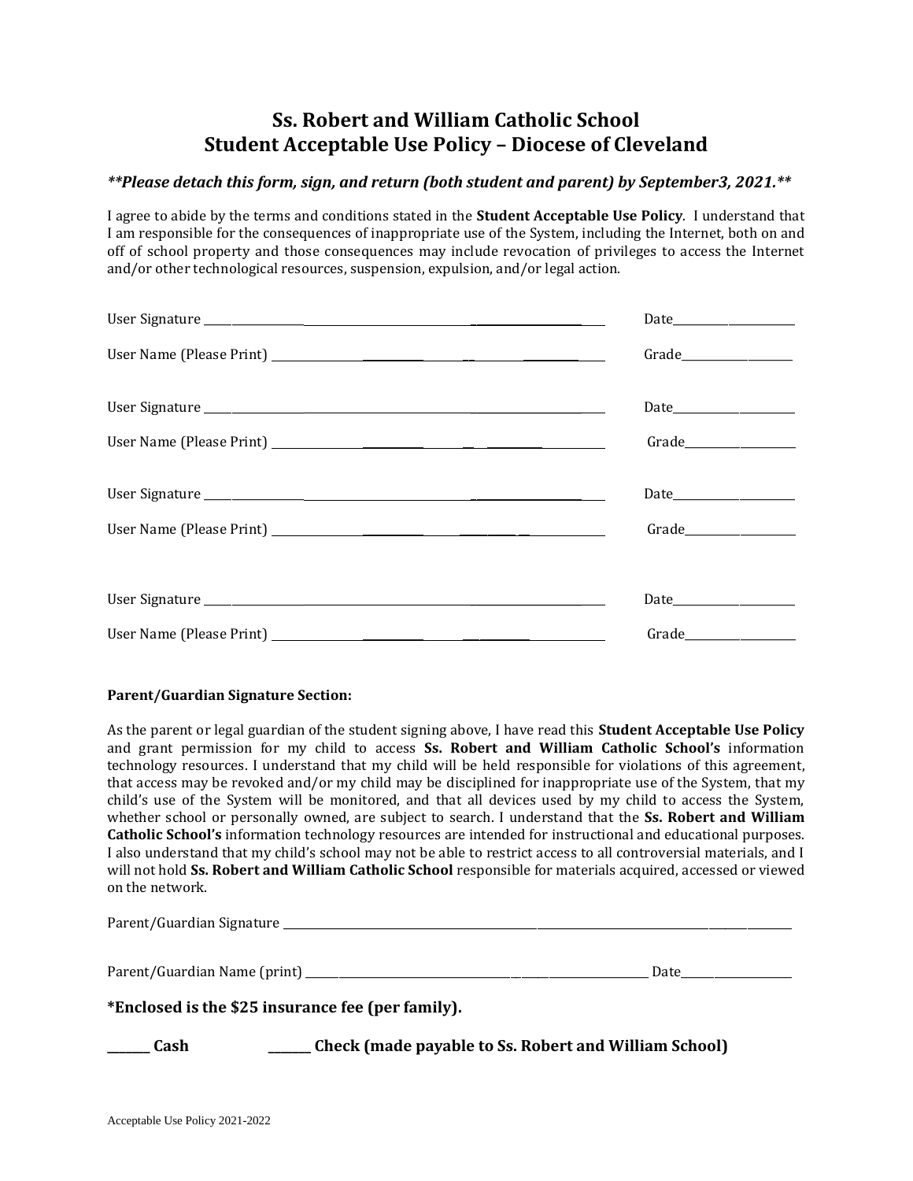# Ss. Robert and William Catholic School
# Student Acceptable Use Policy – Diocese of Cleveland

***Please detach this form, sign, and return (both student and parent) by September3, 2021.***

I agree to abide by the terms and conditions stated in the **Student Acceptable Use Policy**. I understand that I am responsible for the consequences of inappropriate use of the System, including the Internet, both on and off of school property and those consequences may include revocation of privileges to access the Internet and/or other technological resources, suspension, expulsion, and/or legal action.

User Signature ________________________________________________ Date____________________

User Name (Please Print) ________________________________________ Grade___________________

User Signature ________________________________________________ Date____________________

User Name (Please Print) ________________________________________ Grade___________________

User Signature ________________________________________________ Date____________________

User Name (Please Print) ________________________________________ Grade___________________

User Signature ________________________________________________ Date____________________

User Name (Please Print) ________________________________________ Grade___________________

**Parent/Guardian Signature Section:**

As the parent or legal guardian of the student signing above, I have read this **Student Acceptable Use Policy** and grant permission for my child to access **Ss. Robert and William Catholic School's** information technology resources. I understand that my child will be held responsible for violations of this agreement, that access may be revoked and/or my child may be disciplined for inappropriate use of the System, that my child's use of the System will be monitored, and that all devices used by my child to access the System, whether school or personally owned, are subject to search. I understand that the **Ss. Robert and William Catholic School's** information technology resources are intended for instructional and educational purposes. I also understand that my child's school may not be able to restrict access to all controversial materials, and I will not hold **Ss. Robert and William Catholic School** responsible for materials acquired, accessed or viewed on the network.

Parent/Guardian Signature ______________________________________________________________________

Parent/Guardian Name (print) ________________________________________________ Date____________________

**\*Enclosed is the $25 insurance fee (per family).**

**_______ Cash** **_______ Check (made payable to Ss. Robert and William School)**